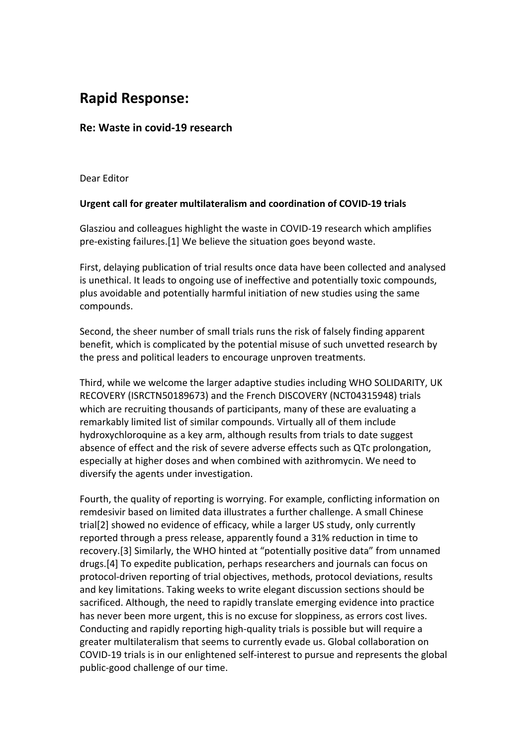# Rapid Response:

## Re: Waste in covid-19 research

Dear Editor

**Urgent call for greater multilateralism and coordination of COVID-19 trials**

Glasziou and colleagues highlight the waste in COVID-19 research which amplifies pre-existing failures.[1] We believe the situation goes beyond waste.

First, delaying publication of trial results once data have been collected and analysed is unethical. It leads to ongoing use of ineffective and potentially toxic compounds, plus avoidable and potentially harmful initiation of new studies using the same compounds.

Second, the sheer number of small trials runs the risk of falsely finding apparent benefit, which is complicated by the potential misuse of such unvetted research by the press and political leaders to encourage unproven treatments.

Third, while we welcome the larger adaptive studies including WHO SOLIDARITY, UK RECOVERY (ISRCTN50189673) and the French DISCOVERY (NCT04315948) trials which are recruiting thousands of participants, many of these are evaluating a remarkably limited list of similar compounds. Virtually all of them include hydroxychloroquine as a key arm, although results from trials to date suggest absence of effect and the risk of severe adverse effects such as QTc prolongation, especially at higher doses and when combined with azithromycin. We need to diversify the agents under investigation.

Fourth, the quality of reporting is worrying. For example, conflicting information on remdesivir based on limited data illustrates a further challenge. A small Chinese trial[2] showed no evidence of efficacy, while a larger US study, only currently reported through a press release, apparently found a 31% reduction in time to recovery.[3] Similarly, the WHO hinted at "potentially positive data" from unnamed drugs.[4] To expedite publication, perhaps researchers and journals can focus on protocol-driven reporting of trial objectives, methods, protocol deviations, results and key limitations. Taking weeks to write elegant discussion sections should be sacrificed. Although, the need to rapidly translate emerging evidence into practice has never been more urgent, this is no excuse for sloppiness, as errors cost lives. Conducting and rapidly reporting high-quality trials is possible but will require a greater multilateralism that seems to currently evade us. Global collaboration on COVID-19 trials is in our enlightened self-interest to pursue and represents the global public-good challenge of our time.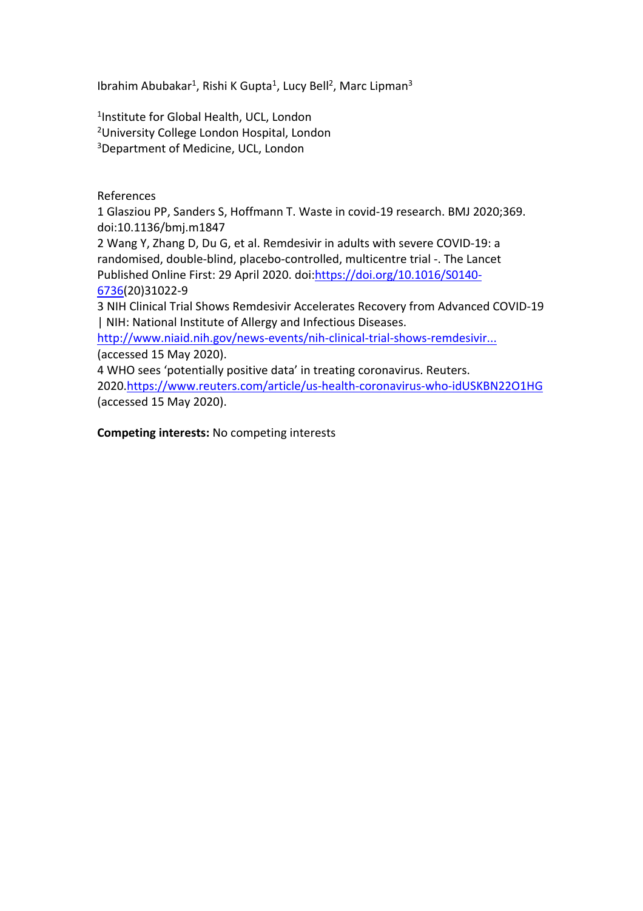Ibrahim Abubakar[1], Rishi K Gupta[1], Lucy Bell[2], Marc Lipman[3]

[1]Institute for Global Health, UCL, London
[2]University College London Hospital, London
[3]Department of Medicine, UCL, London

References

1 Glasziou PP, Sanders S, Hoffmann T. Waste in covid-19 research. BMJ 2020;369. doi:10.1136/bmj.m1847

2 Wang Y, Zhang D, Du G, et al. Remdesivir in adults with severe COVID-19: a randomised, double-blind, placebo-controlled, multicentre trial -. The Lancet Published Online First: 29 April 2020. doi:https://doi.org/10.1016/S0140-6736(20)31022-9

3 NIH Clinical Trial Shows Remdesivir Accelerates Recovery from Advanced COVID-19 | NIH: National Institute of Allergy and Infectious Diseases. http://www.niaid.nih.gov/news-events/nih-clinical-trial-shows-remdesivir... (accessed 15 May 2020).

4 WHO sees 'potentially positive data' in treating coronavirus. Reuters. 2020.https://www.reuters.com/article/us-health-coronavirus-who-idUSKBN22O1HG (accessed 15 May 2020).

**Competing interests:** No competing interests